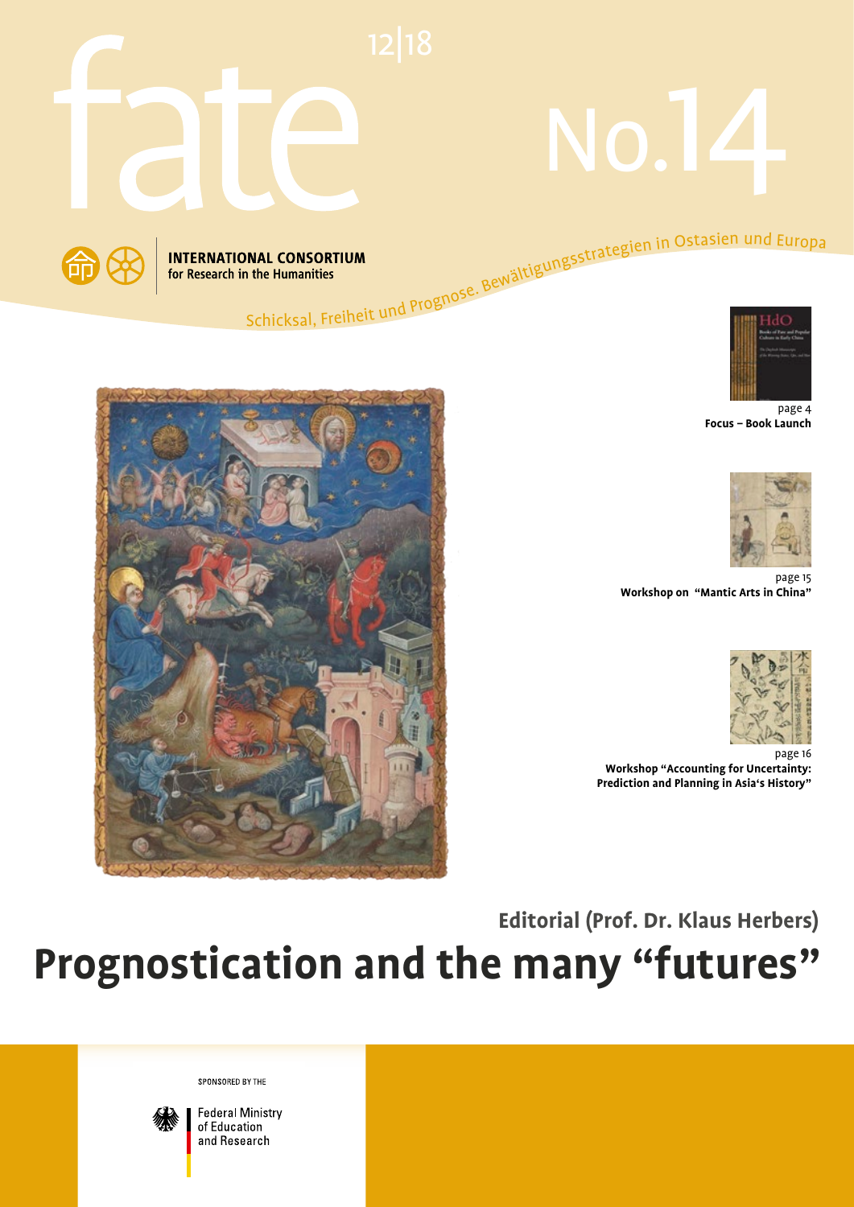# fate

12|18

No.14

**INTERNATIONAL CONSORTIUM**
**for Research in the Humanities**

Schicksal, Freiheit und Prognose. Bewältigungsstrategien in Ostasien und Europa

page 4
**Focus – Book Launch**

page 15
**Workshop on "Mantic Arts in China"**

page 16
**Workshop "Accounting for Uncertainty: Prediction and Planning in Asia's History"**

**Editorial (Prof. Dr. Klaus Herbers)**

# Prognostication and the many "futures"

SPONSORED BY THE

Federal Ministry of Education and Research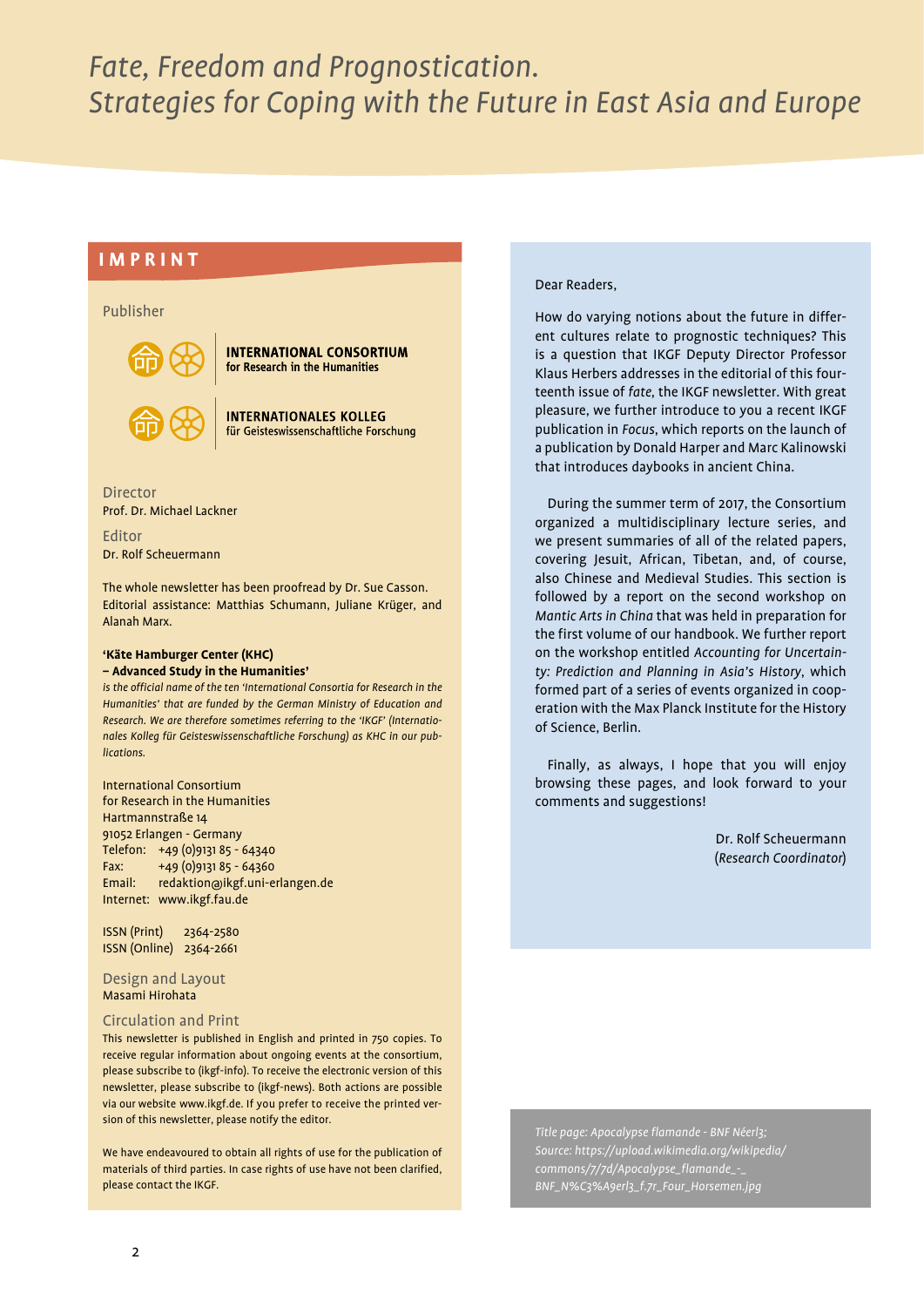# Fate, Freedom and Prognostication. Strategies for Coping with the Future in East Asia and Europe

## IMPRINT

Publisher

**INTERNATIONAL CONSORTIUM**
**for Research in the Humanities**

**INTERNATIONALES KOLLEG**
**für Geisteswissenschaftliche Forschung**

Director
Prof. Dr. Michael Lackner

Editor
Dr. Rolf Scheuermann

The whole newsletter has been proofread by Dr. Sue Casson. Editorial assistance: Matthias Schumann, Juliane Krüger, and Alanah Marx.

**'Käte Hamburger Center (KHC) – Advanced Study in the Humanities'**
*is the official name of the ten 'International Consortia for Research in the Humanities' that are funded by the German Ministry of Education and Research. We are therefore sometimes referring to the 'IKGF' (Internationales Kolleg für Geisteswissenschaftliche Forschung) as KHC in our publications.*

International Consortium
for Research in the Humanities
Hartmannstraße 14
91052 Erlangen - Germany
Telefon: +49 (0)9131 85 - 64340
Fax: +49 (0)9131 85 - 64360
Email: redaktion@ikgf.uni-erlangen.de
Internet: www.ikgf.fau.de

ISSN (Print) 2364-2580
ISSN (Online) 2364-2661

Design and Layout
Masami Hirohata

Circulation and Print
This newsletter is published in English and printed in 750 copies. To receive regular information about ongoing events at the consortium, please subscribe to (ikgf-info). To receive the electronic version of this newsletter, please subscribe to (ikgf-news). Both actions are possible via our website www.ikgf.de. If you prefer to receive the printed version of this newsletter, please notify the editor.

We have endeavoured to obtain all rights of use for the publication of materials of third parties. In case rights of use have not been clarified, please contact the IKGF.

Dear Readers,

How do varying notions about the future in different cultures relate to prognostic techniques? This is a question that IKGF Deputy Director Professor Klaus Herbers addresses in the editorial of this fourteenth issue of *fate*, the IKGF newsletter. With great pleasure, we further introduce to you a recent IKGF publication in *Focus*, which reports on the launch of a publication by Donald Harper and Marc Kalinowski that introduces daybooks in ancient China.

During the summer term of 2017, the Consortium organized a multidisciplinary lecture series, and we present summaries of all of the related papers, covering Jesuit, African, Tibetan, and, of course, also Chinese and Medieval Studies. This section is followed by a report on the second workshop on *Mantic Arts in China* that was held in preparation for the first volume of our handbook. We further report on the workshop entitled *Accounting for Uncertainty: Prediction and Planning in Asia's History*, which formed part of a series of events organized in cooperation with the Max Planck Institute for the History of Science, Berlin.

Finally, as always, I hope that you will enjoy browsing these pages, and look forward to your comments and suggestions!

Dr. Rolf Scheuermann
(*Research Coordinator*)

*Title page: Apocalypse flamande - BNF Néerl3; Source: https://upload.wikimedia.org/wikipedia/commons/7/7d/Apocalypse_flamande_-_BNF_N%C3%A9erl3_f.7r_Four_Horsemen.jpg*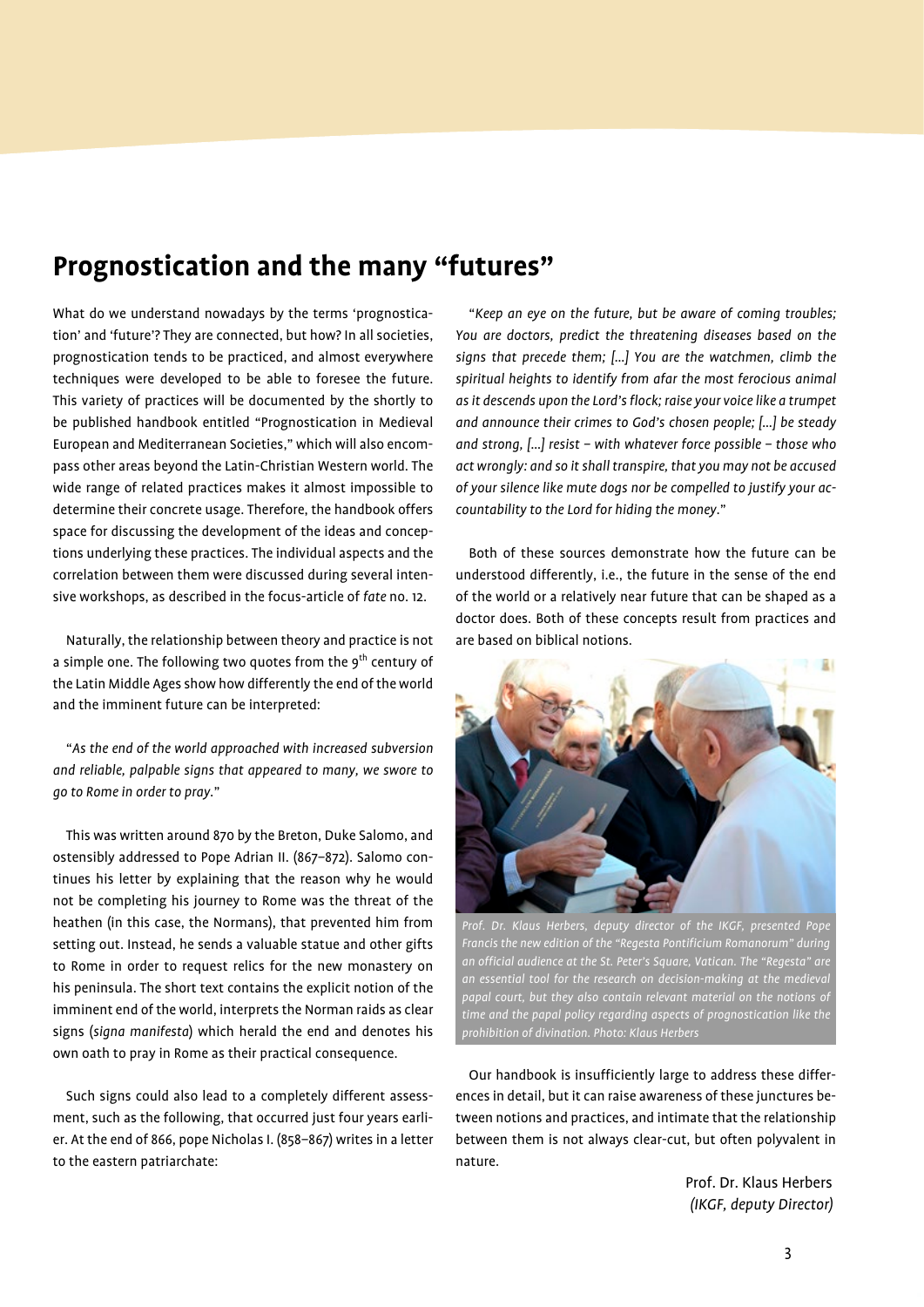# Prognostication and the many "futures"

What do we understand nowadays by the terms 'prognostication' and 'future'? They are connected, but how? In all societies, prognostication tends to be practiced, and almost everywhere techniques were developed to be able to foresee the future. This variety of practices will be documented by the shortly to be published handbook entitled "Prognostication in Medieval European and Mediterranean Societies," which will also encompass other areas beyond the Latin-Christian Western world. The wide range of related practices makes it almost impossible to determine their concrete usage. Therefore, the handbook offers space for discussing the development of the ideas and conceptions underlying these practices. The individual aspects and the correlation between them were discussed during several intensive workshops, as described in the focus-article of *fate* no. 12.

Naturally, the relationship between theory and practice is not a simple one. The following two quotes from the 9th century of the Latin Middle Ages show how differently the end of the world and the imminent future can be interpreted:

"*As the end of the world approached with increased subversion and reliable, palpable signs that appeared to many, we swore to go to Rome in order to pray.*"

This was written around 870 by the Breton, Duke Salomo, and ostensibly addressed to Pope Adrian II. (867–872). Salomo continues his letter by explaining that the reason why he would not be completing his journey to Rome was the threat of the heathen (in this case, the Normans), that prevented him from setting out. Instead, he sends a valuable statue and other gifts to Rome in order to request relics for the new monastery on his peninsula. The short text contains the explicit notion of the imminent end of the world, interprets the Norman raids as clear signs (*signa manifesta*) which herald the end and denotes his own oath to pray in Rome as their practical consequence.

Such signs could also lead to a completely different assessment, such as the following, that occurred just four years earlier. At the end of 866, pope Nicholas I. (858–867) writes in a letter to the eastern patriarchate:

"*Keep an eye on the future, but be aware of coming troubles; You are doctors, predict the threatening diseases based on the signs that precede them; […] You are the watchmen, climb the spiritual heights to identify from afar the most ferocious animal as it descends upon the Lord's flock; raise your voice like a trumpet and announce their crimes to God's chosen people; […] be steady and strong, […] resist – with whatever force possible – those who act wrongly: and so it shall transpire, that you may not be accused of your silence like mute dogs nor be compelled to justify your accountability to the Lord for hiding the money.*"

Both of these sources demonstrate how the future can be understood differently, i.e., the future in the sense of the end of the world or a relatively near future that can be shaped as a doctor does. Both of these concepts result from practices and are based on biblical notions.

*Prof. Dr. Klaus Herbers, deputy director of the IKGF, presented Pope Francis the new edition of the "Regesta Pontificium Romanorum" during an official audience at the St. Peter's Square, Vatican. The "Regesta" are an essential tool for the research on decision-making at the medieval papal court, but they also contain relevant material on the notions of time and the papal policy regarding aspects of prognostication like the prohibition of divination. Photo: Klaus Herbers*

Our handbook is insufficiently large to address these differences in detail, but it can raise awareness of these junctures between notions and practices, and intimate that the relationship between them is not always clear-cut, but often polyvalent in nature.

Prof. Dr. Klaus Herbers
*(IKGF, deputy Director)*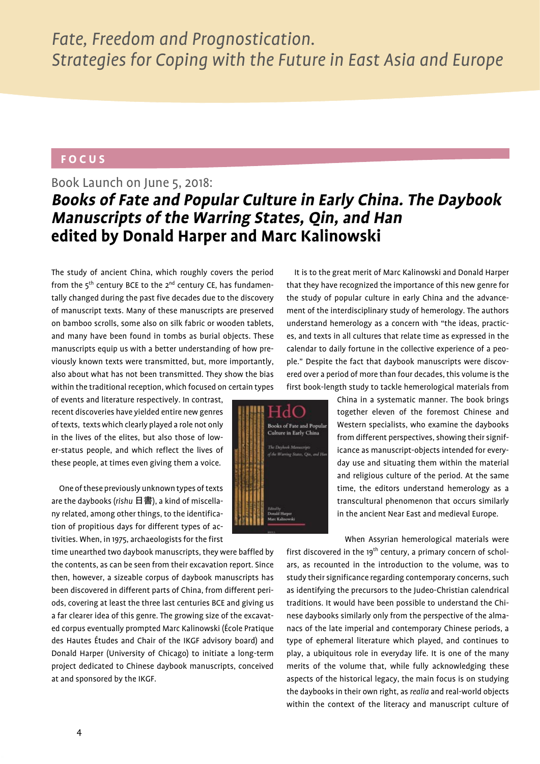# *Fate, Freedom and Prognostication. Strategies for Coping with the Future in East Asia and Europe*

**FOCUS**

## Book Launch on June 5, 2018:
## ***Books of Fate and Popular Culture in Early China. The Daybook Manuscripts of the Warring States, Qin, and Han* edited by Donald Harper and Marc Kalinowski**

The study of ancient China, which roughly covers the period from the 5th century BCE to the 2nd century CE, has fundamentally changed during the past five decades due to the discovery of manuscript texts. Many of these manuscripts are preserved on bamboo scrolls, some also on silk fabric or wooden tablets, and many have been found in tombs as burial objects. These manuscripts equip us with a better understanding of how previously known texts were transmitted, but, more importantly, also about what has not been transmitted. They show the bias within the traditional reception, which focused on certain types of events and literature respectively. In contrast, recent discoveries have yielded entire new genres of texts, texts which clearly played a role not only in the lives of the elites, but also those of lower-status people, and which reflect the lives of these people, at times even giving them a voice.

One of these previously unknown types of texts are the daybooks (*rishu* 日書), a kind of miscellany related, among other things, to the identification of propitious days for different types of activities. When, in 1975, archaeologists for the first time unearthed two daybook manuscripts, they were baffled by the contents, as can be seen from their excavation report. Since then, however, a sizeable corpus of daybook manuscripts has been discovered in different parts of China, from different periods, covering at least the three last centuries BCE and giving us a far clearer idea of this genre. The growing size of the excavated corpus eventually prompted Marc Kalinowski (École Pratique des Hautes Études and Chair of the IKGF advisory board) and Donald Harper (University of Chicago) to initiate a long-term project dedicated to Chinese daybook manuscripts, conceived at and sponsored by the IKGF.

It is to the great merit of Marc Kalinowski and Donald Harper that they have recognized the importance of this new genre for the study of popular culture in early China and the advancement of the interdisciplinary study of hemerology. The authors understand hemerology as a concern with "the ideas, practices, and texts in all cultures that relate time as expressed in the calendar to daily fortune in the collective experience of a people." Despite the fact that daybook manuscripts were discovered over a period of more than four decades, this volume is the first book-length study to tackle hemerological materials from China in a systematic manner. The book brings together eleven of the foremost Chinese and Western specialists, who examine the daybooks from different perspectives, showing their significance as manuscript-objects intended for everyday use and situating them within the material and religious culture of the period. At the same time, the editors understand hemerology as a transcultural phenomenon that occurs similarly in the ancient Near East and medieval Europe.

When Assyrian hemerological materials were first discovered in the 19th century, a primary concern of scholars, as recounted in the introduction to the volume, was to study their significance regarding contemporary concerns, such as identifying the precursors to the Judeo-Christian calendrical traditions. It would have been possible to understand the Chinese daybooks similarly only from the perspective of the almanacs of the late imperial and contemporary Chinese periods, a type of ephemeral literature which played, and continues to play, a ubiquitous role in everyday life. It is one of the many merits of the volume that, while fully acknowledging these aspects of the historical legacy, the main focus is on studying the daybooks in their own right, as *realia* and real-world objects within the context of the literacy and manuscript culture of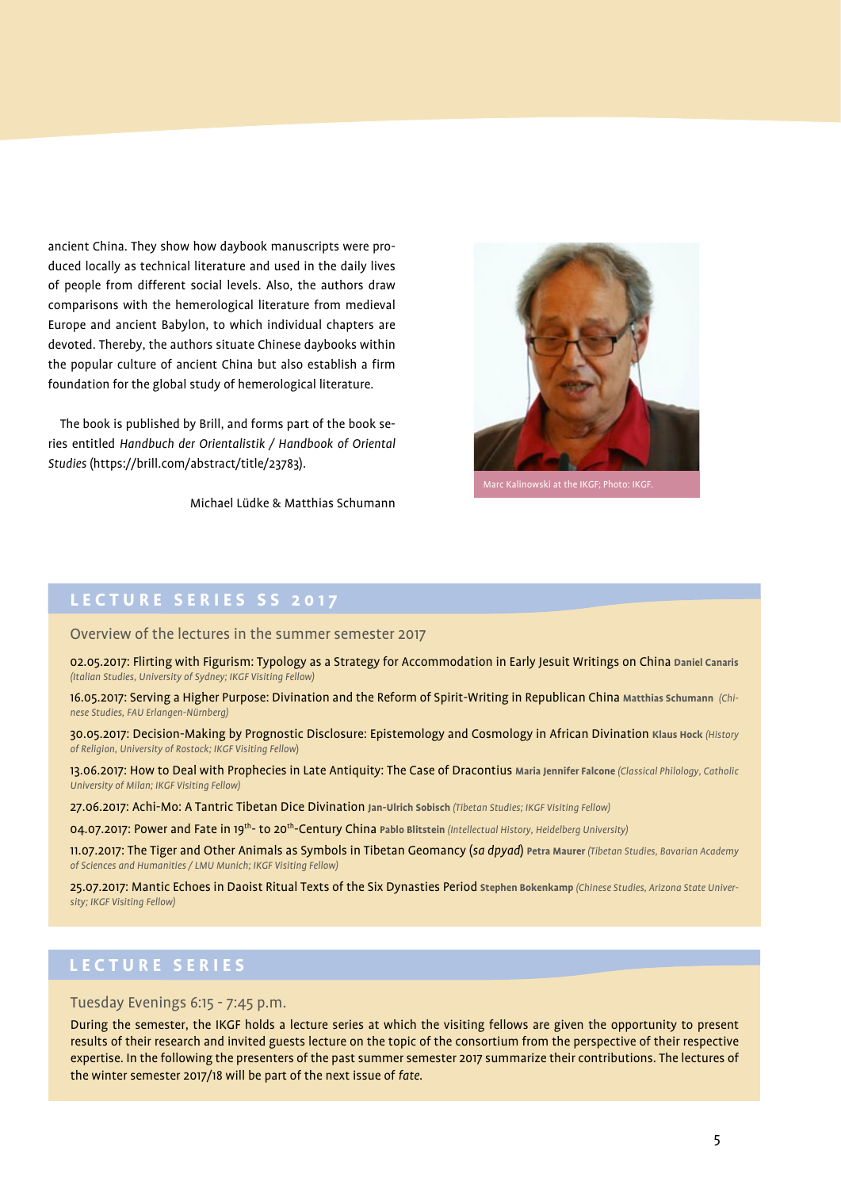ancient China. They show how daybook manuscripts were produced locally as technical literature and used in the daily lives of people from different social levels. Also, the authors draw comparisons with the hemerological literature from medieval Europe and ancient Babylon, to which individual chapters are devoted. Thereby, the authors situate Chinese daybooks within the popular culture of ancient China but also establish a firm foundation for the global study of hemerological literature.

The book is published by Brill, and forms part of the book series entitled *Handbuch der Orientalistik / Handbook of Oriental Studies* (https://brill.com/abstract/title/23783).

Michael Lüdke & Matthias Schumann

Marc Kalinowski at the IKGF; Photo: IKGF.

## LECTURE SERIES SS 2017

### Overview of the lectures in the summer semester 2017

02.05.2017: Flirting with Figurism: Typology as a Strategy for Accommodation in Early Jesuit Writings on China **Daniel Canaris** *(Italian Studies, University of Sydney; IKGF Visiting Fellow)*

16.05.2017: Serving a Higher Purpose: Divination and the Reform of Spirit-Writing in Republican China **Matthias Schumann** *(Chinese Studies, FAU Erlangen-Nürnberg)*

30.05.2017: Decision-Making by Prognostic Disclosure: Epistemology and Cosmology in African Divination **Klaus Hock** *(History of Religion, University of Rostock; IKGF Visiting Fellow)*

13.06.2017: How to Deal with Prophecies in Late Antiquity: The Case of Dracontius **Maria Jennifer Falcone** *(Classical Philology, Catholic University of Milan; IKGF Visiting Fellow)*

27.06.2017: Achi-Mo: A Tantric Tibetan Dice Divination **Jan-Ulrich Sobisch** *(Tibetan Studies; IKGF Visiting Fellow)*

04.07.2017: Power and Fate in 19th- to 20th-Century China **Pablo Blitstein** *(Intellectual History, Heidelberg University)*

11.07.2017: The Tiger and Other Animals as Symbols in Tibetan Geomancy (*sa dpyad*) **Petra Maurer** *(Tibetan Studies, Bavarian Academy of Sciences and Humanities / LMU Munich; IKGF Visiting Fellow)*

25.07.2017: Mantic Echoes in Daoist Ritual Texts of the Six Dynasties Period **Stephen Bokenkamp** *(Chinese Studies, Arizona State University; IKGF Visiting Fellow)*

## LECTURE SERIES

### Tuesday Evenings 6:15 - 7:45 p.m.

During the semester, the IKGF holds a lecture series at which the visiting fellows are given the opportunity to present results of their research and invited guests lecture on the topic of the consortium from the perspective of their respective expertise. In the following the presenters of the past summer semester 2017 summarize their contributions. The lectures of the winter semester 2017/18 will be part of the next issue of *fate*.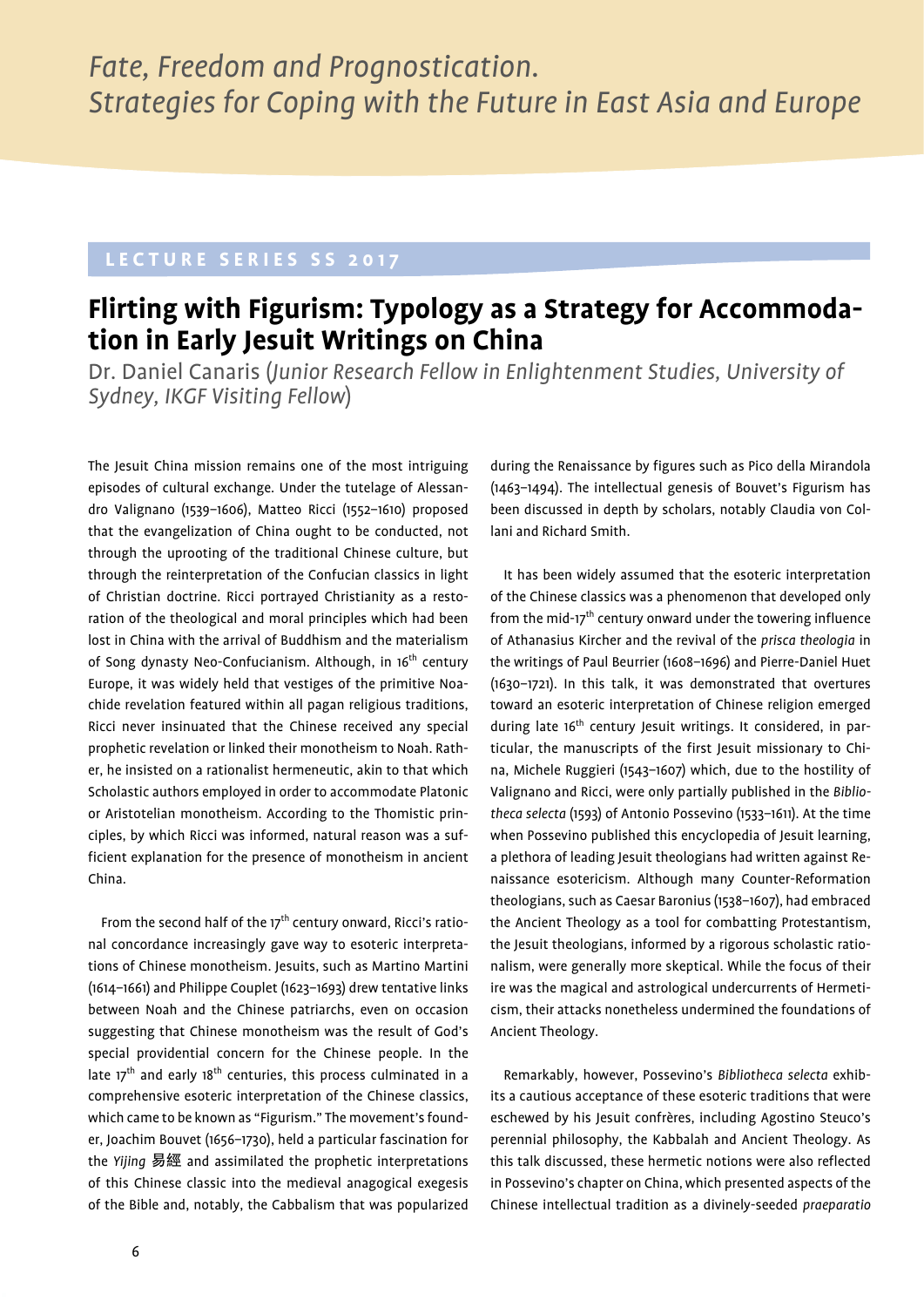*Fate, Freedom and Prognostication.*
*Strategies for Coping with the Future in East Asia and Europe*

LECTURE SERIES SS 2017

# Flirting with Figurism: Typology as a Strategy for Accommodation in Early Jesuit Writings on China

Dr. Daniel Canaris (*Junior Research Fellow in Enlightenment Studies, University of Sydney, IKGF Visiting Fellow*)

The Jesuit China mission remains one of the most intriguing episodes of cultural exchange. Under the tutelage of Alessandro Valignano (1539–1606), Matteo Ricci (1552–1610) proposed that the evangelization of China ought to be conducted, not through the uprooting of the traditional Chinese culture, but through the reinterpretation of the Confucian classics in light of Christian doctrine. Ricci portrayed Christianity as a restoration of the theological and moral principles which had been lost in China with the arrival of Buddhism and the materialism of Song dynasty Neo-Confucianism. Although, in 16th century Europe, it was widely held that vestiges of the primitive Noachide revelation featured within all pagan religious traditions, Ricci never insinuated that the Chinese received any special prophetic revelation or linked their monotheism to Noah. Rather, he insisted on a rationalist hermeneutic, akin to that which Scholastic authors employed in order to accommodate Platonic or Aristotelian monotheism. According to the Thomistic principles, by which Ricci was informed, natural reason was a sufficient explanation for the presence of monotheism in ancient China.

From the second half of the 17th century onward, Ricci's rational concordance increasingly gave way to esoteric interpretations of Chinese monotheism. Jesuits, such as Martino Martini (1614–1661) and Philippe Couplet (1623–1693) drew tentative links between Noah and the Chinese patriarchs, even on occasion suggesting that Chinese monotheism was the result of God's special providential concern for the Chinese people. In the late 17th and early 18th centuries, this process culminated in a comprehensive esoteric interpretation of the Chinese classics, which came to be known as "Figurism." The movement's founder, Joachim Bouvet (1656–1730), held a particular fascination for the *Yijing* 易經 and assimilated the prophetic interpretations of this Chinese classic into the medieval anagogical exegesis of the Bible and, notably, the Cabbalism that was popularized during the Renaissance by figures such as Pico della Mirandola (1463–1494). The intellectual genesis of Bouvet's Figurism has been discussed in depth by scholars, notably Claudia von Collani and Richard Smith.

It has been widely assumed that the esoteric interpretation of the Chinese classics was a phenomenon that developed only from the mid-17th century onward under the towering influence of Athanasius Kircher and the revival of the *prisca theologia* in the writings of Paul Beurrier (1608–1696) and Pierre-Daniel Huet (1630–1721). In this talk, it was demonstrated that overtures toward an esoteric interpretation of Chinese religion emerged during late 16th century Jesuit writings. It considered, in particular, the manuscripts of the first Jesuit missionary to China, Michele Ruggieri (1543–1607) which, due to the hostility of Valignano and Ricci, were only partially published in the *Bibliotheca selecta* (1593) of Antonio Possevino (1533–1611). At the time when Possevino published this encyclopedia of Jesuit learning, a plethora of leading Jesuit theologians had written against Renaissance esotericism. Although many Counter-Reformation theologians, such as Caesar Baronius (1538–1607), had embraced the Ancient Theology as a tool for combatting Protestantism, the Jesuit theologians, informed by a rigorous scholastic rationalism, were generally more skeptical. While the focus of their ire was the magical and astrological undercurrents of Hermeticism, their attacks nonetheless undermined the foundations of Ancient Theology.

Remarkably, however, Possevino's *Bibliotheca selecta* exhibits a cautious acceptance of these esoteric traditions that were eschewed by his Jesuit confrères, including Agostino Steuco's perennial philosophy, the Kabbalah and Ancient Theology. As this talk discussed, these hermetic notions were also reflected in Possevino's chapter on China, which presented aspects of the Chinese intellectual tradition as a divinely-seeded *praeparatio*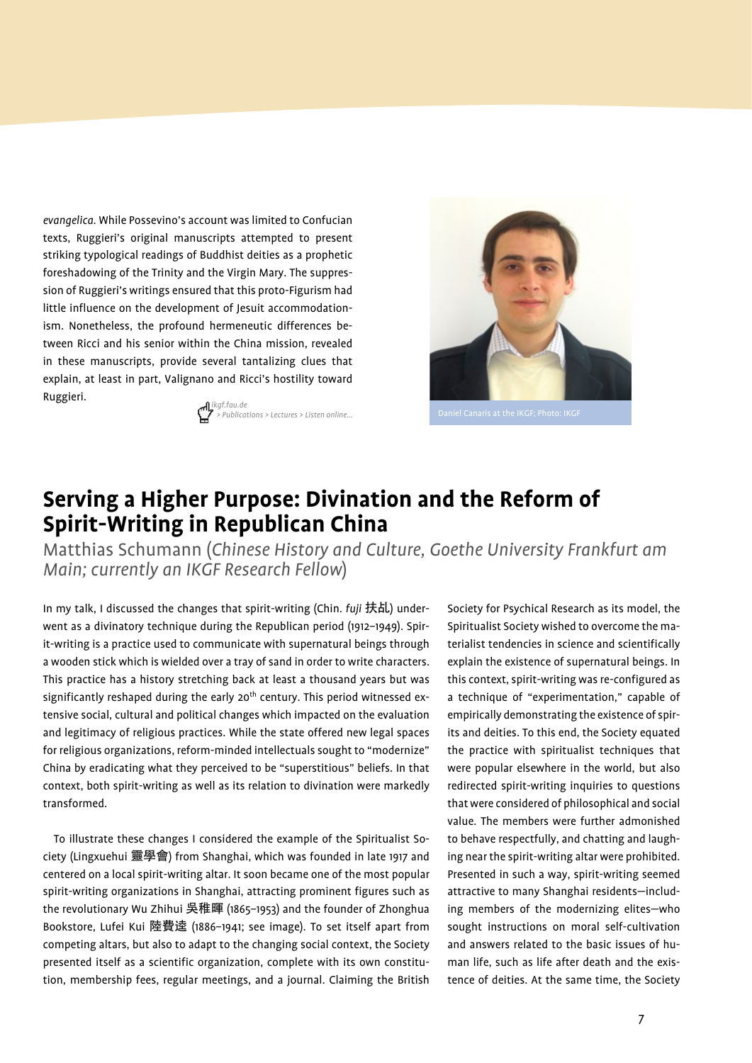*evangelica.* While Possevino's account was limited to Confucian texts, Ruggieri's original manuscripts attempted to present striking typological readings of Buddhist deities as a prophetic foreshadowing of the Trinity and the Virgin Mary. The suppression of Ruggieri's writings ensured that this proto-Figurism had little influence on the development of Jesuit accommodationism. Nonetheless, the profound hermeneutic differences between Ricci and his senior within the China mission, revealed in these manuscripts, provide several tantalizing clues that explain, at least in part, Valignano and Ricci's hostility toward Ruggieri.

*ikgf.fau.de > Publications > Lectures > Listen online...*

Daniel Canaris at the IKGF; Photo: IKGF

# Serving a Higher Purpose: Divination and the Reform of Spirit-Writing in Republican China

Matthias Schumann (*Chinese History and Culture, Goethe University Frankfurt am Main; currently an IKGF Research Fellow*)

In my talk, I discussed the changes that spirit-writing (Chin. *fuji* 扶乩) underwent as a divinatory technique during the Republican period (1912–1949). Spirit-writing is a practice used to communicate with supernatural beings through a wooden stick which is wielded over a tray of sand in order to write characters. This practice has a history stretching back at least a thousand years but was significantly reshaped during the early 20th century. This period witnessed extensive social, cultural and political changes which impacted on the evaluation and legitimacy of religious practices. While the state offered new legal spaces for religious organizations, reform-minded intellectuals sought to "modernize" China by eradicating what they perceived to be "superstitious" beliefs. In that context, both spirit-writing as well as its relation to divination were markedly transformed.

To illustrate these changes I considered the example of the Spiritualist Society (Lingxuehui 靈學會) from Shanghai, which was founded in late 1917 and centered on a local spirit-writing altar. It soon became one of the most popular spirit-writing organizations in Shanghai, attracting prominent figures such as the revolutionary Wu Zhihui 吳稚暉 (1865–1953) and the founder of Zhonghua Bookstore, Lufei Kui 陸費逵 (1886–1941; see image). To set itself apart from competing altars, but also to adapt to the changing social context, the Society presented itself as a scientific organization, complete with its own constitution, membership fees, regular meetings, and a journal. Claiming the British Society for Psychical Research as its model, the Spiritualist Society wished to overcome the materialist tendencies in science and scientifically explain the existence of supernatural beings. In this context, spirit-writing was re-configured as a technique of "experimentation," capable of empirically demonstrating the existence of spirits and deities. To this end, the Society equated the practice with spiritualist techniques that were popular elsewhere in the world, but also redirected spirit-writing inquiries to questions that were considered of philosophical and social value. The members were further admonished to behave respectfully, and chatting and laughing near the spirit-writing altar were prohibited. Presented in such a way, spirit-writing seemed attractive to many Shanghai residents—including members of the modernizing elites—who sought instructions on moral self-cultivation and answers related to the basic issues of human life, such as life after death and the existence of deities. At the same time, the Society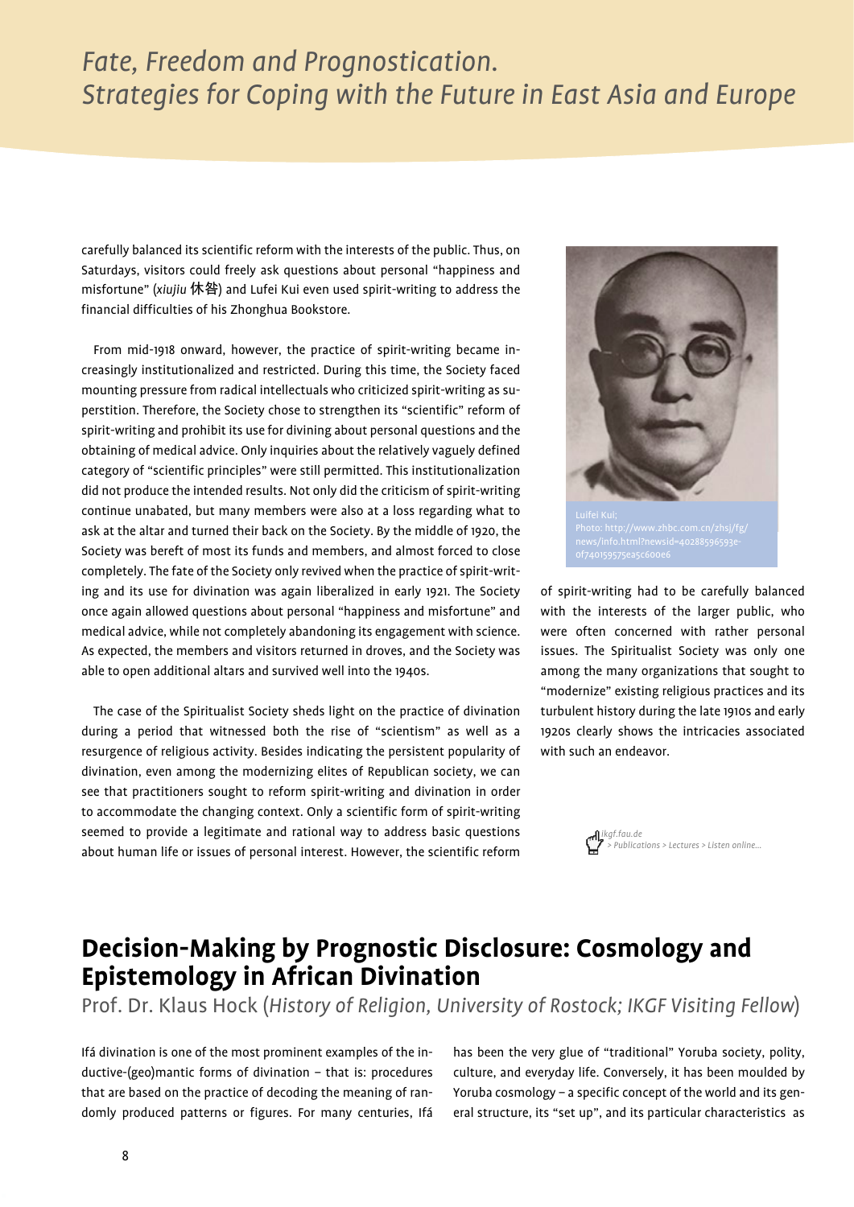carefully balanced its scientific reform with the interests of the public. Thus, on Saturdays, visitors could freely ask questions about personal "happiness and misfortune" (*xiujiu* 休咎) and Lufei Kui even used spirit-writing to address the financial difficulties of his Zhonghua Bookstore.

From mid-1918 onward, however, the practice of spirit-writing became increasingly institutionalized and restricted. During this time, the Society faced mounting pressure from radical intellectuals who criticized spirit-writing as superstition. Therefore, the Society chose to strengthen its "scientific" reform of spirit-writing and prohibit its use for divining about personal questions and the obtaining of medical advice. Only inquiries about the relatively vaguely defined category of "scientific principles" were still permitted. This institutionalization did not produce the intended results. Not only did the criticism of spirit-writing continue unabated, but many members were also at a loss regarding what to ask at the altar and turned their back on the Society. By the middle of 1920, the Society was bereft of most its funds and members, and almost forced to close completely. The fate of the Society only revived when the practice of spirit-writing and its use for divination was again liberalized in early 1921. The Society once again allowed questions about personal "happiness and misfortune" and medical advice, while not completely abandoning its engagement with science. As expected, the members and visitors returned in droves, and the Society was able to open additional altars and survived well into the 1940s.

The case of the Spiritualist Society sheds light on the practice of divination during a period that witnessed both the rise of "scientism" as well as a resurgence of religious activity. Besides indicating the persistent popularity of divination, even among the modernizing elites of Republican society, we can see that practitioners sought to reform spirit-writing and divination in order to accommodate the changing context. Only a scientific form of spirit-writing seemed to provide a legitimate and rational way to address basic questions about human life or issues of personal interest. However, the scientific reform of spirit-writing had to be carefully balanced with the interests of the larger public, who were often concerned with rather personal issues. The Spiritualist Society was only one among the many organizations that sought to "modernize" existing religious practices and its turbulent history during the late 1910s and early 1920s clearly shows the intricacies associated with such an endeavor.

Lufei Kui;
Photo: http://www.zhbc.com.cn/zhsj/fg/news/info.html?newsid=40288596593e0f740159575ea5c600e6

*ikgf.fau.de*
*> Publications > Lectures > Listen online...*

## Decision-Making by Prognostic Disclosure: Cosmology and Epistemology in African Divination

Prof. Dr. Klaus Hock (*History of Religion, University of Rostock; IKGF Visiting Fellow*)

Ifá divination is one of the most prominent examples of the inductive-(geo)mantic forms of divination – that is: procedures that are based on the practice of decoding the meaning of randomly produced patterns or figures. For many centuries, Ifá has been the very glue of "traditional" Yoruba society, polity, culture, and everyday life. Conversely, it has been moulded by Yoruba cosmology – a specific concept of the world and its general structure, its "set up", and its particular characteristics as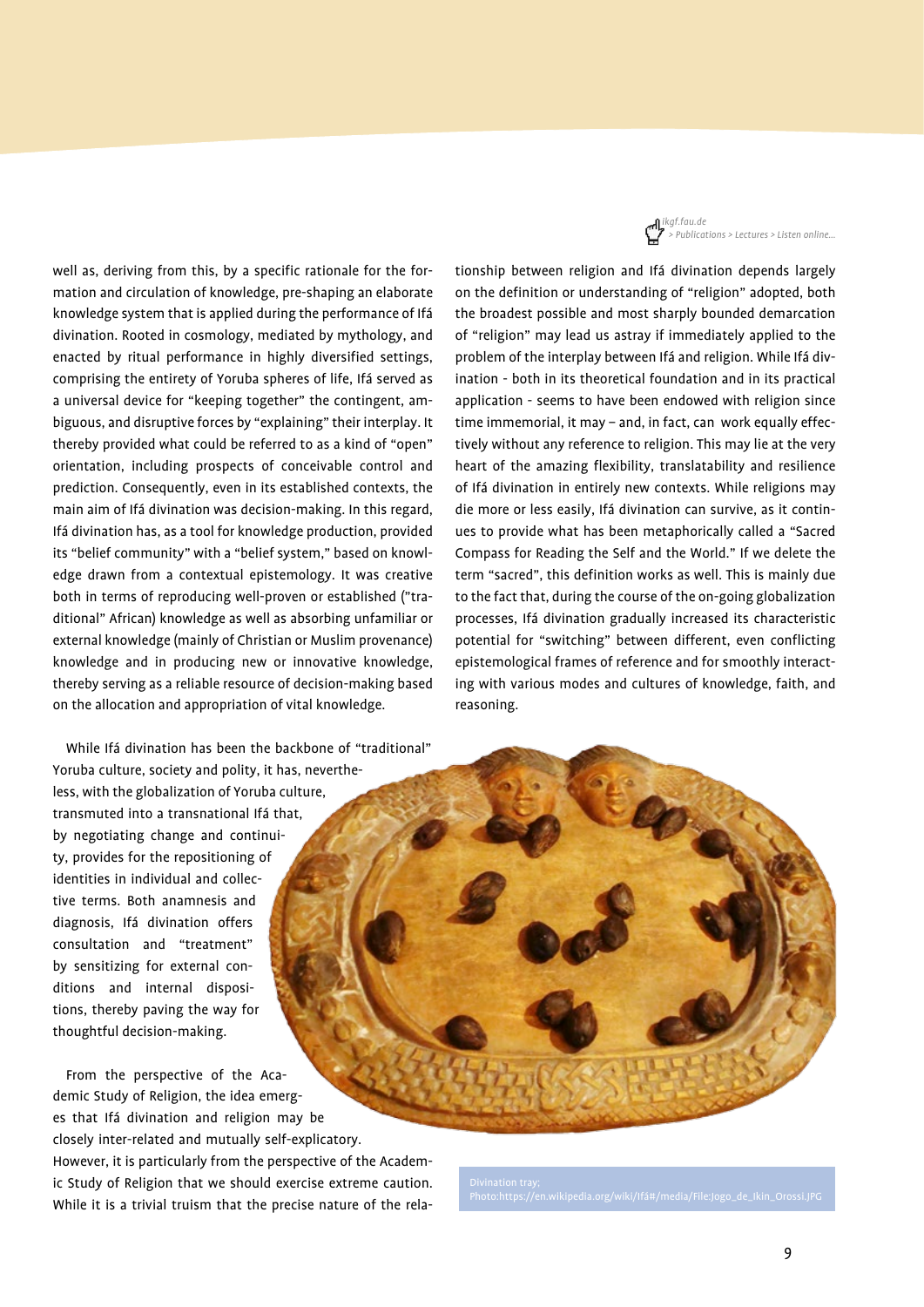ikgf.fau.de
> Publications > Lectures > Listen online...

well as, deriving from this, by a specific rationale for the formation and circulation of knowledge, pre-shaping an elaborate knowledge system that is applied during the performance of Ifá divination. Rooted in cosmology, mediated by mythology, and enacted by ritual performance in highly diversified settings, comprising the entirety of Yoruba spheres of life, Ifá served as a universal device for "keeping together" the contingent, ambiguous, and disruptive forces by "explaining" their interplay. It thereby provided what could be referred to as a kind of "open" orientation, including prospects of conceivable control and prediction. Consequently, even in its established contexts, the main aim of Ifá divination was decision-making. In this regard, Ifá divination has, as a tool for knowledge production, provided its "belief community" with a "belief system," based on knowledge drawn from a contextual epistemology. It was creative both in terms of reproducing well-proven or established ("traditional" African) knowledge as well as absorbing unfamiliar or external knowledge (mainly of Christian or Muslim provenance) knowledge and in producing new or innovative knowledge, thereby serving as a reliable resource of decision-making based on the allocation and appropriation of vital knowledge.

While Ifá divination has been the backbone of "traditional" Yoruba culture, society and polity, it has, nevertheless, with the globalization of Yoruba culture, transmuted into a transnational Ifá that, by negotiating change and continuity, provides for the repositioning of identities in individual and collective terms. Both anamnesis and diagnosis, Ifá divination offers consultation and "treatment" by sensitizing for external conditions and internal dispositions, thereby paving the way for thoughtful decision-making.

From the perspective of the Academic Study of Religion, the idea emerges that Ifá divination and religion may be closely inter-related and mutually self-explicatory. However, it is particularly from the perspective of the Academic Study of Religion that we should exercise extreme caution. While it is a trivial truism that the precise nature of the relationship between religion and Ifá divination depends largely on the definition or understanding of "religion" adopted, both the broadest possible and most sharply bounded demarcation of "religion" may lead us astray if immediately applied to the problem of the interplay between Ifá and religion. While Ifá divination - both in its theoretical foundation and in its practical application - seems to have been endowed with religion since time immemorial, it may – and, in fact, can work equally effectively without any reference to religion. This may lie at the very heart of the amazing flexibility, translatability and resilience of Ifá divination in entirely new contexts. While religions may die more or less easily, Ifá divination can survive, as it continues to provide what has been metaphorically called a "Sacred Compass for Reading the Self and the World." If we delete the term "sacred", this definition works as well. This is mainly due to the fact that, during the course of the on-going globalization processes, Ifá divination gradually increased its characteristic potential for "switching" between different, even conflicting epistemological frames of reference and for smoothly interacting with various modes and cultures of knowledge, faith, and reasoning.

Divination tray;
Photo:https://en.wikipedia.org/wiki/Ifá#/media/File:Jogo_de_Ikin_Orossi.JPG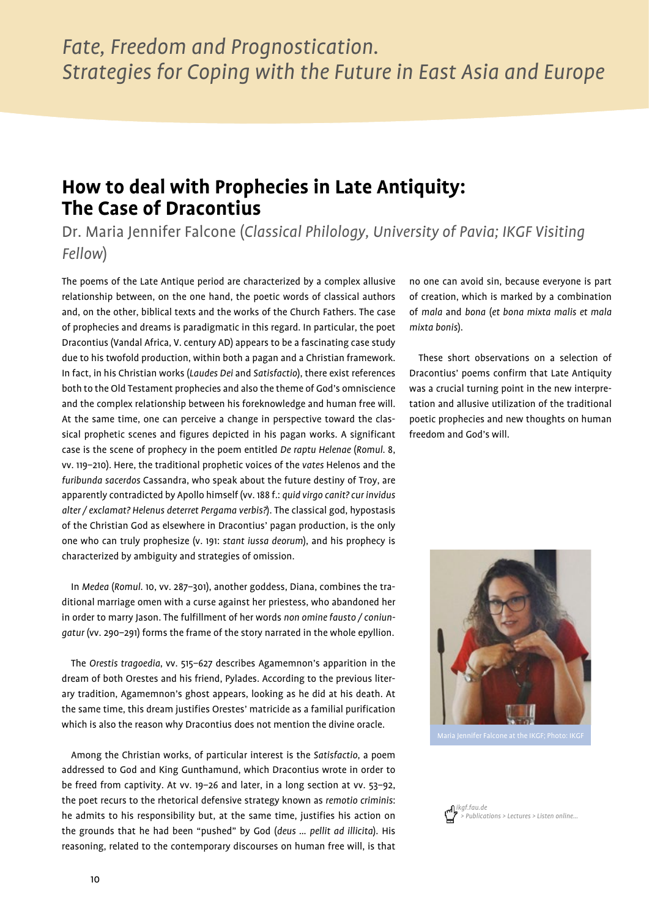# Fate, Freedom and Prognostication. Strategies for Coping with the Future in East Asia and Europe

## How to deal with Prophecies in Late Antiquity: The Case of Dracontius

Dr. Maria Jennifer Falcone (*Classical Philology, University of Pavia; IKGF Visiting Fellow*)

The poems of the Late Antique period are characterized by a complex allusive relationship between, on the one hand, the poetic words of classical authors and, on the other, biblical texts and the works of the Church Fathers. The case of prophecies and dreams is paradigmatic in this regard. In particular, the poet Dracontius (Vandal Africa, V. century AD) appears to be a fascinating case study due to his twofold production, within both a pagan and a Christian framework. In fact, in his Christian works (*Laudes Dei* and *Satisfactio*), there exist references both to the Old Testament prophecies and also the theme of God's omniscience and the complex relationship between his foreknowledge and human free will. At the same time, one can perceive a change in perspective toward the classical prophetic scenes and figures depicted in his pagan works. A significant case is the scene of prophecy in the poem entitled *De raptu Helenae* (*Romul.* 8, vv. 119–210). Here, the traditional prophetic voices of the *vates* Helenos and the *furibunda sacerdos* Cassandra, who speak about the future destiny of Troy, are apparently contradicted by Apollo himself (vv. 188 f.: *quid virgo canit? cur invidus alter / exclamat? Helenus deterret Pergama verbis?*). The classical god, hypostasis of the Christian God as elsewhere in Dracontius' pagan production, is the only one who can truly prophesize (v. 191: *stant iussa deorum*), and his prophecy is characterized by ambiguity and strategies of omission.

In *Medea* (*Romul.* 10, vv. 287–301), another goddess, Diana, combines the traditional marriage omen with a curse against her priestess, who abandoned her in order to marry Jason. The fulfillment of her words *non omine fausto / coniungatur* (vv. 290–291) forms the frame of the story narrated in the whole epyllion.

The *Orestis tragoedia*, vv. 515–627 describes Agamemnon's apparition in the dream of both Orestes and his friend, Pylades. According to the previous literary tradition, Agamemnon's ghost appears, looking as he did at his death. At the same time, this dream justifies Orestes' matricide as a familial purification which is also the reason why Dracontius does not mention the divine oracle.

Among the Christian works, of particular interest is the *Satisfactio*, a poem addressed to God and King Gunthamund, which Dracontius wrote in order to be freed from captivity. At vv. 19–26 and later, in a long section at vv. 53–92, the poet recurs to the rhetorical defensive strategy known as *remotio criminis*: he admits to his responsibility but, at the same time, justifies his action on the grounds that he had been "pushed" by God (*deus … pellit ad illicita*). His reasoning, related to the contemporary discourses on human free will, is that no one can avoid sin, because everyone is part of creation, which is marked by a combination of *mala* and *bona* (*et bona mixta malis et mala mixta bonis*).

These short observations on a selection of Dracontius' poems confirm that Late Antiquity was a crucial turning point in the new interpretation and allusive utilization of the traditional poetic prophecies and new thoughts on human freedom and God's will.

Maria Jennifer Falcone at the IKGF; Photo: IKGF

*ikgf.fau.de > Publications > Lectures > Listen online...*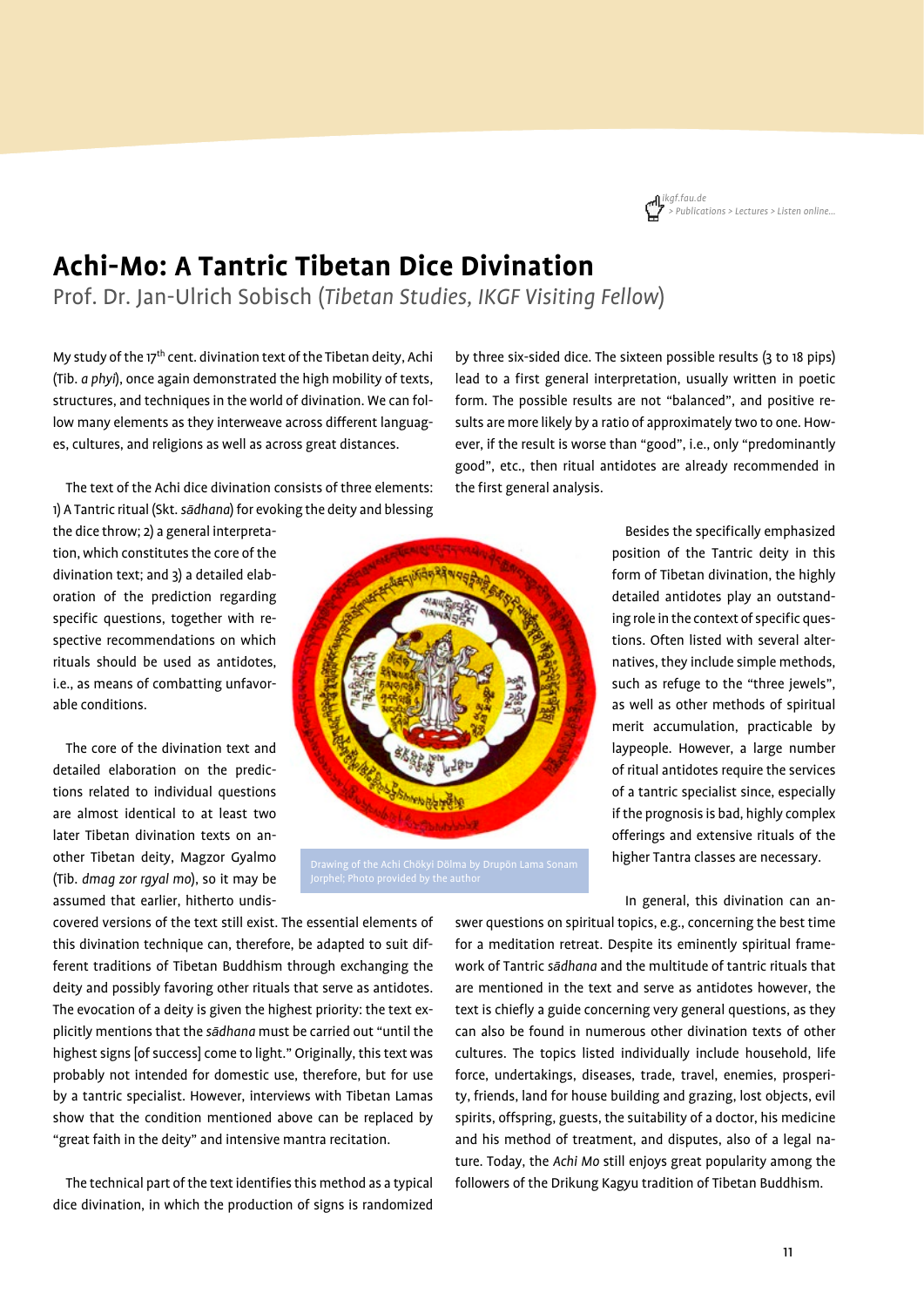# Achi-Mo: A Tantric Tibetan Dice Divination

Prof. Dr. Jan-Ulrich Sobisch (*Tibetan Studies, IKGF Visiting Fellow*)

My study of the 17th cent. divination text of the Tibetan deity, Achi (Tib. *a phyi*), once again demonstrated the high mobility of texts, structures, and techniques in the world of divination. We can follow many elements as they interweave across different languages, cultures, and religions as well as across great distances.

The text of the Achi dice divination consists of three elements: 1) A Tantric ritual (Skt. *sādhana*) for evoking the deity and blessing the dice throw; 2) a general interpretation, which constitutes the core of the divination text; and 3) a detailed elaboration of the prediction regarding specific questions, together with respective recommendations on which rituals should be used as antidotes, i.e., as means of combatting unfavorable conditions.

The core of the divination text and detailed elaboration on the predictions related to individual questions are almost identical to at least two later Tibetan divination texts on another Tibetan deity, Magzor Gyalmo (Tib. *dmag zor rgyal mo*), so it may be assumed that earlier, hitherto undiscovered versions of the text still exist. The essential elements of this divination technique can, therefore, be adapted to suit different traditions of Tibetan Buddhism through exchanging the deity and possibly favoring other rituals that serve as antidotes. The evocation of a deity is given the highest priority: the text explicitly mentions that the *sādhana* must be carried out "until the highest signs [of success] come to light." Originally, this text was probably not intended for domestic use, therefore, but for use by a tantric specialist. However, interviews with Tibetan Lamas show that the condition mentioned above can be replaced by "great faith in the deity" and intensive mantra recitation.

The technical part of the text identifies this method as a typical dice divination, in which the production of signs is randomized by three six-sided dice. The sixteen possible results (3 to 18 pips) lead to a first general interpretation, usually written in poetic form. The possible results are not "balanced", and positive results are more likely by a ratio of approximately two to one. However, if the result is worse than "good", i.e., only "predominantly good", etc., then ritual antidotes are already recommended in the first general analysis.

Drawing of the Achi Chökyi Dölma by Drupön Lama Sonam Jorphel; Photo provided by the author

Besides the specifically emphasized position of the Tantric deity in this form of Tibetan divination, the highly detailed antidotes play an outstanding role in the context of specific questions. Often listed with several alternatives, they include simple methods, such as refuge to the "three jewels", as well as other methods of spiritual merit accumulation, practicable by laypeople. However, a large number of ritual antidotes require the services of a tantric specialist since, especially if the prognosis is bad, highly complex offerings and extensive rituals of the higher Tantra classes are necessary.

In general, this divination can answer questions on spiritual topics, e.g., concerning the best time for a meditation retreat. Despite its eminently spiritual framework of Tantric *sādhana* and the multitude of tantric rituals that are mentioned in the text and serve as antidotes however, the text is chiefly a guide concerning very general questions, as they can also be found in numerous other divination texts of other cultures. The topics listed individually include household, life force, undertakings, diseases, trade, travel, enemies, prosperity, friends, land for house building and grazing, lost objects, evil spirits, offspring, guests, the suitability of a doctor, his medicine and his method of treatment, and disputes, also of a legal nature. Today, the *Achi Mo* still enjoys great popularity among the followers of the Drikung Kagyu tradition of Tibetan Buddhism.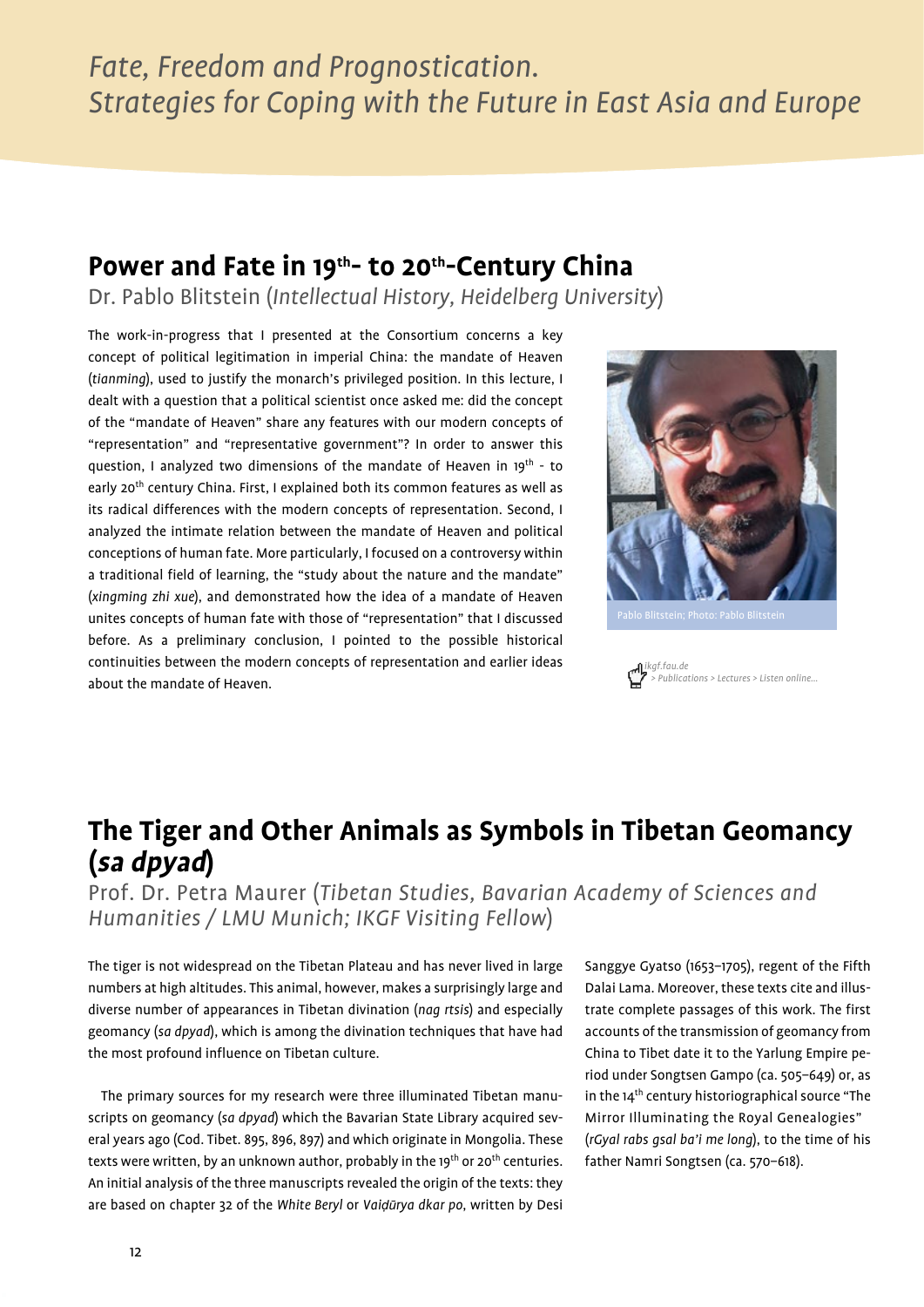# Power and Fate in 19th- to 20th-Century China

Dr. Pablo Blitstein (*Intellectual History, Heidelberg University*)

The work-in-progress that I presented at the Consortium concerns a key concept of political legitimation in imperial China: the mandate of Heaven (*tianming*), used to justify the monarch's privileged position. In this lecture, I dealt with a question that a political scientist once asked me: did the concept of the "mandate of Heaven" share any features with our modern concepts of "representation" and "representative government"? In order to answer this question, I analyzed two dimensions of the mandate of Heaven in 19th - to early 20th century China. First, I explained both its common features as well as its radical differences with the modern concepts of representation. Second, I analyzed the intimate relation between the mandate of Heaven and political conceptions of human fate. More particularly, I focused on a controversy within a traditional field of learning, the "study about the nature and the mandate" (*xingming zhi xue*), and demonstrated how the idea of a mandate of Heaven unites concepts of human fate with those of "representation" that I discussed before. As a preliminary conclusion, I pointed to the possible historical continuities between the modern concepts of representation and earlier ideas about the mandate of Heaven.

Pablo Blitstein; Photo: Pablo Blitstein

*ikgf.fau.de*
*> Publications > Lectures > Listen online...*

# The Tiger and Other Animals as Symbols in Tibetan Geomancy (*sa dpyad*)

Prof. Dr. Petra Maurer (*Tibetan Studies, Bavarian Academy of Sciences and Humanities / LMU Munich; IKGF Visiting Fellow*)

The tiger is not widespread on the Tibetan Plateau and has never lived in large numbers at high altitudes. This animal, however, makes a surprisingly large and diverse number of appearances in Tibetan divination (*nag rtsis*) and especially geomancy (*sa dpyad*), which is among the divination techniques that have had the most profound influence on Tibetan culture.

The primary sources for my research were three illuminated Tibetan manuscripts on geomancy (*sa dpyad*) which the Bavarian State Library acquired several years ago (Cod. Tibet. 895, 896, 897) and which originate in Mongolia. These texts were written, by an unknown author, probably in the 19th or 20th centuries. An initial analysis of the three manuscripts revealed the origin of the texts: they are based on chapter 32 of the *White Beryl* or *Vaiḍūrya dkar po*, written by Desi Sanggye Gyatso (1653–1705), regent of the Fifth Dalai Lama. Moreover, these texts cite and illustrate complete passages of this work. The first accounts of the transmission of geomancy from China to Tibet date it to the Yarlung Empire period under Songtsen Gampo (ca. 505–649) or, as in the 14th century historiographical source "The Mirror Illuminating the Royal Genealogies" (*rGyal rabs gsal ba'i me long*), to the time of his father Namri Songtsen (ca. 570–618).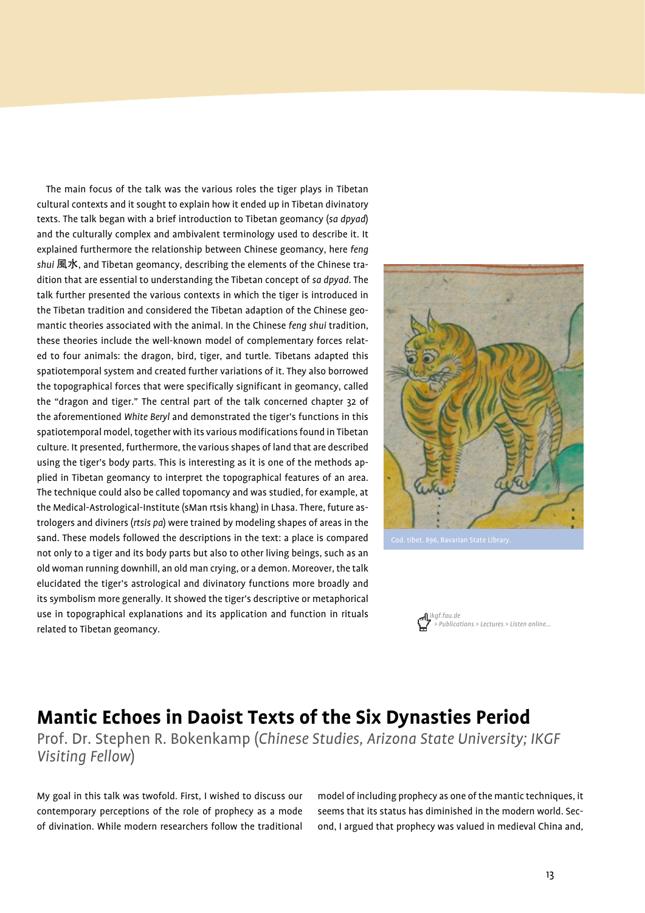The main focus of the talk was the various roles the tiger plays in Tibetan cultural contexts and it sought to explain how it ended up in Tibetan divinatory texts. The talk began with a brief introduction to Tibetan geomancy (*sa dpyad*) and the culturally complex and ambivalent terminology used to describe it. It explained furthermore the relationship between Chinese geomancy, here *feng shui* 風水, and Tibetan geomancy, describing the elements of the Chinese tradition that are essential to understanding the Tibetan concept of *sa dpyad*. The talk further presented the various contexts in which the tiger is introduced in the Tibetan tradition and considered the Tibetan adaption of the Chinese geomantic theories associated with the animal. In the Chinese *feng shui* tradition, these theories include the well-known model of complementary forces related to four animals: the dragon, bird, tiger, and turtle. Tibetans adapted this spatiotemporal system and created further variations of it. They also borrowed the topographical forces that were specifically significant in geomancy, called the "dragon and tiger." The central part of the talk concerned chapter 32 of the aforementioned *White Beryl* and demonstrated the tiger's functions in this spatiotemporal model, together with its various modifications found in Tibetan culture. It presented, furthermore, the various shapes of land that are described using the tiger's body parts. This is interesting as it is one of the methods applied in Tibetan geomancy to interpret the topographical features of an area. The technique could also be called topomancy and was studied, for example, at the Medical-Astrological-Institute (sMan rtsis khang) in Lhasa. There, future astrologers and diviners (*rtsis pa*) were trained by modeling shapes of areas in the sand. These models followed the descriptions in the text: a place is compared not only to a tiger and its body parts but also to other living beings, such as an old woman running downhill, an old man crying, or a demon. Moreover, the talk elucidated the tiger's astrological and divinatory functions more broadly and its symbolism more generally. It showed the tiger's descriptive or metaphorical use in topographical explanations and its application and function in rituals related to Tibetan geomancy.

Cod. tibet. 896, Bavarian State Library.

*ikgf.fau.de > Publications > Lectures > Listen online...*

## Mantic Echoes in Daoist Texts of the Six Dynasties Period

Prof. Dr. Stephen R. Bokenkamp (*Chinese Studies, Arizona State University; IKGF Visiting Fellow*)

My goal in this talk was twofold. First, I wished to discuss our contemporary perceptions of the role of prophecy as a mode of divination. While modern researchers follow the traditional model of including prophecy as one of the mantic techniques, it seems that its status has diminished in the modern world. Second, I argued that prophecy was valued in medieval China and,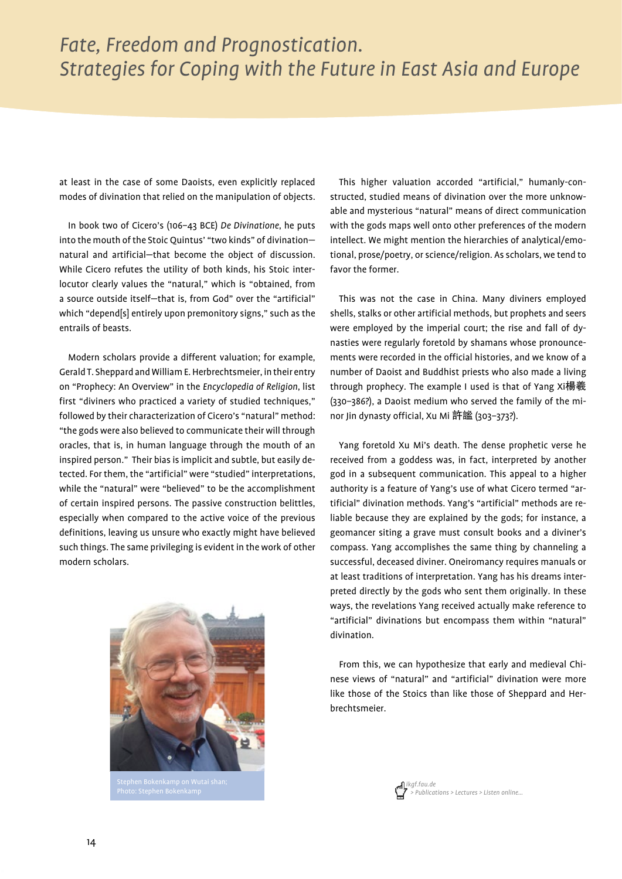at least in the case of some Daoists, even explicitly replaced modes of divination that relied on the manipulation of objects.

In book two of Cicero's (106–43 BCE) *De Divinatione*, he puts into the mouth of the Stoic Quintus' "two kinds" of divination—natural and artificial—that become the object of discussion. While Cicero refutes the utility of both kinds, his Stoic interlocutor clearly values the "natural," which is "obtained, from a source outside itself—that is, from God" over the "artificial" which "depend[s] entirely upon premonitory signs," such as the entrails of beasts.

Modern scholars provide a different valuation; for example, Gerald T. Sheppard and William E. Herbrechtsmeier, in their entry on "Prophecy: An Overview" in the *Encyclopedia of Religion*, list first "diviners who practiced a variety of studied techniques," followed by their characterization of Cicero's "natural" method: "the gods were also believed to communicate their will through oracles, that is, in human language through the mouth of an inspired person." Their bias is implicit and subtle, but easily detected. For them, the "artificial" were "studied" interpretations, while the "natural" were "believed" to be the accomplishment of certain inspired persons. The passive construction belittles, especially when compared to the active voice of the previous definitions, leaving us unsure who exactly might have believed such things. The same privileging is evident in the work of other modern scholars.

Stephen Bokenkamp on Wutai shan; Photo: Stephen Bokenkamp

This higher valuation accorded "artificial," humanly-constructed, studied means of divination over the more unknowable and mysterious "natural" means of direct communication with the gods maps well onto other preferences of the modern intellect. We might mention the hierarchies of analytical/emotional, prose/poetry, or science/religion. As scholars, we tend to favor the former.

This was not the case in China. Many diviners employed shells, stalks or other artificial methods, but prophets and seers were employed by the imperial court; the rise and fall of dynasties were regularly foretold by shamans whose pronouncements were recorded in the official histories, and we know of a number of Daoist and Buddhist priests who also made a living through prophecy. The example I used is that of Yang Xi楊羲 (330–386?), a Daoist medium who served the family of the minor Jin dynasty official, Xu Mi 許謐 (303–373?).

Yang foretold Xu Mi's death. The dense prophetic verse he received from a goddess was, in fact, interpreted by another god in a subsequent communication. This appeal to a higher authority is a feature of Yang's use of what Cicero termed "artificial" divination methods. Yang's "artificial" methods are reliable because they are explained by the gods; for instance, a geomancer siting a grave must consult books and a diviner's compass. Yang accomplishes the same thing by channeling a successful, deceased diviner. Oneiromancy requires manuals or at least traditions of interpretation. Yang has his dreams interpreted directly by the gods who sent them originally. In these ways, the revelations Yang received actually make reference to "artificial" divinations but encompass them within "natural" divination.

From this, we can hypothesize that early and medieval Chinese views of "natural" and "artificial" divination were more like those of the Stoics than like those of Sheppard and Herbrechtsmeier.

ikgf.fau.de
> Publications > Lectures > Listen online...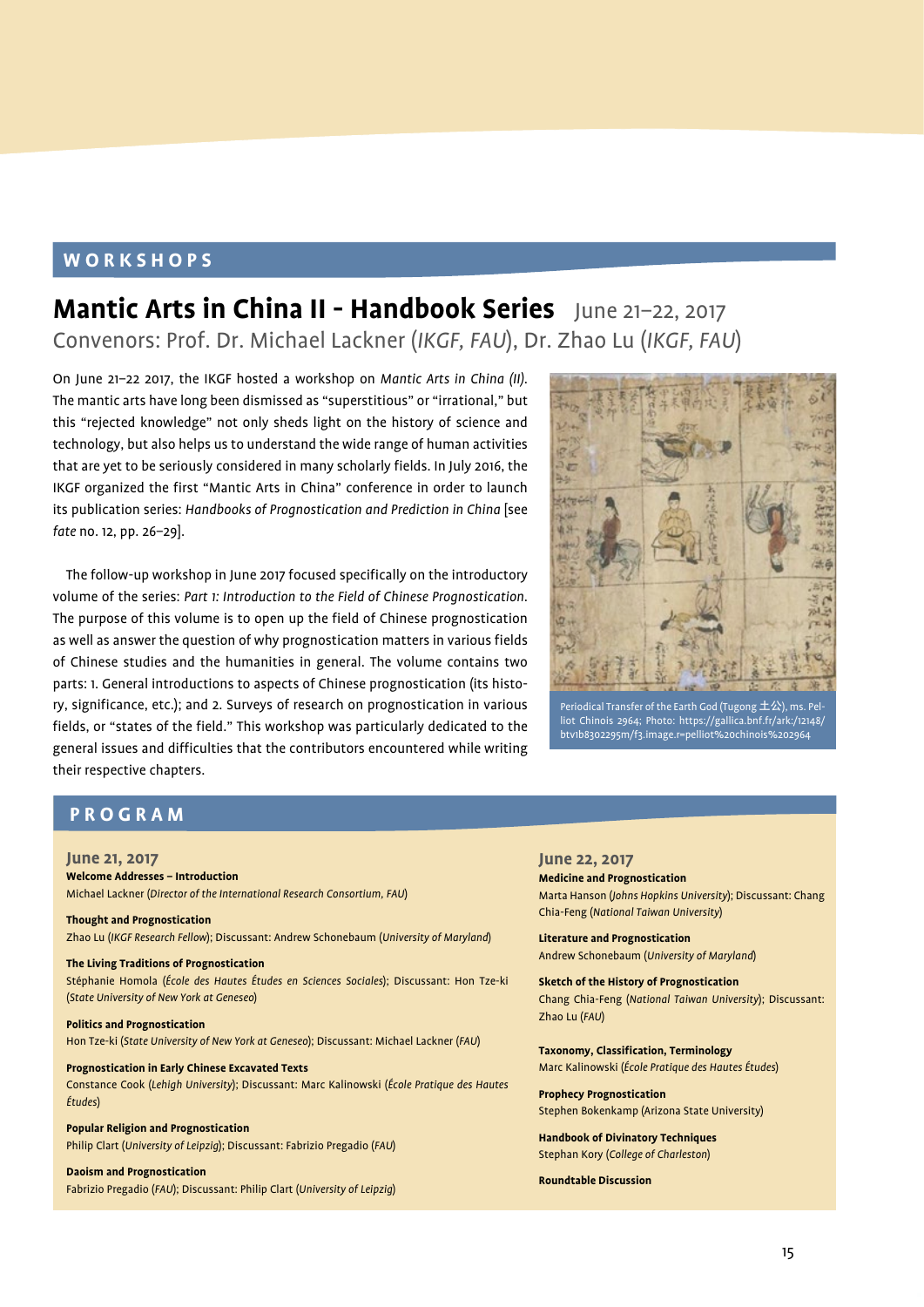## WORKSHOPS

# Mantic Arts in China II - Handbook Series June 21–22, 2017

Convenors: Prof. Dr. Michael Lackner (*IKGF, FAU*), Dr. Zhao Lu (*IKGF, FAU*)

On June 21–22 2017, the IKGF hosted a workshop on *Mantic Arts in China (II)*. The mantic arts have long been dismissed as "superstitious" or "irrational," but this "rejected knowledge" not only sheds light on the history of science and technology, but also helps us to understand the wide range of human activities that are yet to be seriously considered in many scholarly fields. In July 2016, the IKGF organized the first "Mantic Arts in China" conference in order to launch its publication series: *Handbooks of Prognostication and Prediction in China* [see *fate* no. 12, pp. 26–29].

The follow-up workshop in June 2017 focused specifically on the introductory volume of the series: *Part 1: Introduction to the Field of Chinese Prognostication*. The purpose of this volume is to open up the field of Chinese prognostication as well as answer the question of why prognostication matters in various fields of Chinese studies and the humanities in general. The volume contains two parts: 1. General introductions to aspects of Chinese prognostication (its history, significance, etc.); and 2. Surveys of research on prognostication in various fields, or "states of the field." This workshop was particularly dedicated to the general issues and difficulties that the contributors encountered while writing their respective chapters.

Periodical Transfer of the Earth God (Tugong 土公), ms. Pelliot Chinois 2964; Photo: https://gallica.bnf.fr/ark:/12148/btv1b8302295m/f3.image.r=pelliot%20chinois%202964

## PROGRAM

### June 21, 2017

**Welcome Addresses – Introduction**
Michael Lackner (*Director of the International Research Consortium, FAU*)

**Thought and Prognostication**
Zhao Lu (*IKGF Research Fellow*); Discussant: Andrew Schonebaum (*University of Maryland*)

**The Living Traditions of Prognostication**
Stéphanie Homola (*École des Hautes Études en Sciences Sociales*); Discussant: Hon Tze-ki (*State University of New York at Geneseo*)

**Politics and Prognostication**
Hon Tze-ki (*State University of New York at Geneseo*); Discussant: Michael Lackner (*FAU*)

**Prognostication in Early Chinese Excavated Texts**
Constance Cook (*Lehigh University*); Discussant: Marc Kalinowski (*École Pratique des Hautes Études*)

**Popular Religion and Prognostication**
Philip Clart (*University of Leipzig*); Discussant: Fabrizio Pregadio (*FAU*)

**Daoism and Prognostication**
Fabrizio Pregadio (*FAU*); Discussant: Philip Clart (*University of Leipzig*)

### June 22, 2017

**Medicine and Prognostication**
Marta Hanson (*Johns Hopkins University*); Discussant: Chang Chia-Feng (*National Taiwan University*)

**Literature and Prognostication**
Andrew Schonebaum (*University of Maryland*)

**Sketch of the History of Prognostication**
Chang Chia-Feng (*National Taiwan University*); Discussant: Zhao Lu (*FAU*)

**Taxonomy, Classification, Terminology**
Marc Kalinowski (*École Pratique des Hautes Études*)

**Prophecy Prognostication**
Stephen Bokenkamp (Arizona State University)

**Handbook of Divinatory Techniques**
Stephan Kory (*College of Charleston*)

**Roundtable Discussion**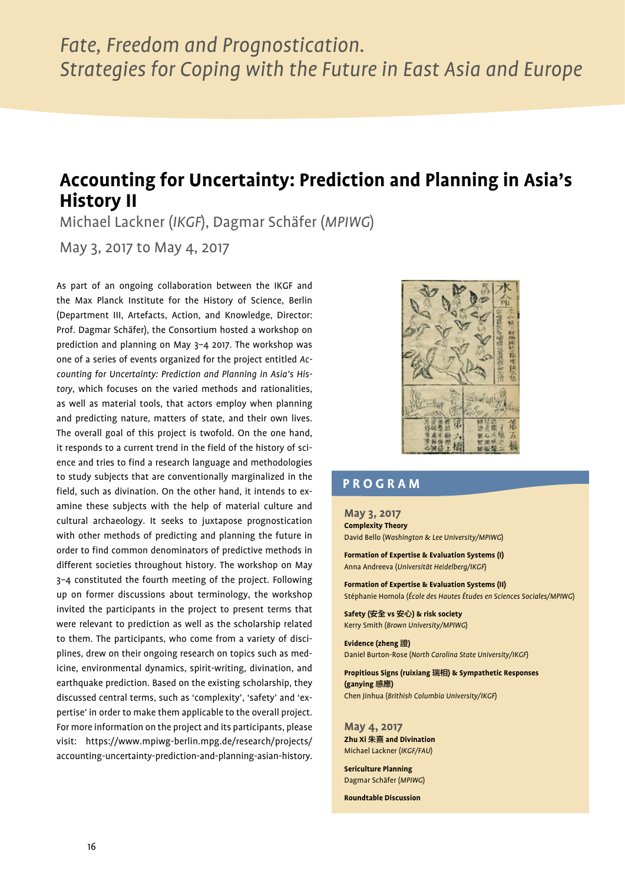*Fate, Freedom and Prognostication. Strategies for Coping with the Future in East Asia and Europe*

# Accounting for Uncertainty: Prediction and Planning in Asia's History II

Michael Lackner (*IKGF*), Dagmar Schäfer (*MPIWG*)

May 3, 2017 to May 4, 2017

As part of an ongoing collaboration between the IKGF and the Max Planck Institute for the History of Science, Berlin (Department III, Artefacts, Action, and Knowledge, Director: Prof. Dagmar Schäfer), the Consortium hosted a workshop on prediction and planning on May 3–4 2017. The workshop was one of a series of events organized for the project entitled *Accounting for Uncertainty: Prediction and Planning in Asia's History*, which focuses on the varied methods and rationalities, as well as material tools, that actors employ when planning and predicting nature, matters of state, and their own lives. The overall goal of this project is twofold. On the one hand, it responds to a current trend in the field of the history of science and tries to find a research language and methodologies to study subjects that are conventionally marginalized in the field, such as divination. On the other hand, it intends to examine these subjects with the help of material culture and cultural archaeology. It seeks to juxtapose prognostication with other methods of predicting and planning the future in order to find common denominators of predictive methods in different societies throughout history. The workshop on May 3–4 constituted the fourth meeting of the project. Following up on former discussions about terminology, the workshop invited the participants in the project to present terms that were relevant to prediction as well as the scholarship related to them. The participants, who come from a variety of disciplines, drew on their ongoing research on topics such as medicine, environmental dynamics, spirit-writing, divination, and earthquake prediction. Based on the existing scholarship, they discussed central terms, such as 'complexity', 'safety' and 'expertise' in order to make them applicable to the overall project. For more information on the project and its participants, please visit: https://www.mpiwg-berlin.mpg.de/research/projects/accounting-uncertainty-prediction-and-planning-asian-history.

## PROGRAM

### May 3, 2017

**Complexity Theory**
David Bello (*Washington & Lee University/MPIWG*)

**Formation of Expertise & Evaluation Systems (I)**
Anna Andreeva (*Universität Heidelberg/IKGF*)

**Formation of Expertise & Evaluation Systems (II)**
Stéphanie Homola (*École des Hautes Études en Sciences Sociales/MPIWG*)

**Safety (安全 vs 安心) & risk society**
Kerry Smith (*Brown University/MPIWG*)

**Evidence (zheng 證)**
Daniel Burton-Rose (*North Carolina State University/IKGF*)

**Propitious Signs (ruixiang 瑞相) & Sympathetic Responses (ganying 感應)**
Chen Jinhua (*Brithish Columbia University/IKGF*)

### May 4, 2017

**Zhu Xi 朱熹 and Divination**
Michael Lackner (*IKGF/FAU*)

**Sericulture Planning**
Dagmar Schäfer (*MPIWG*)

**Roundtable Discussion**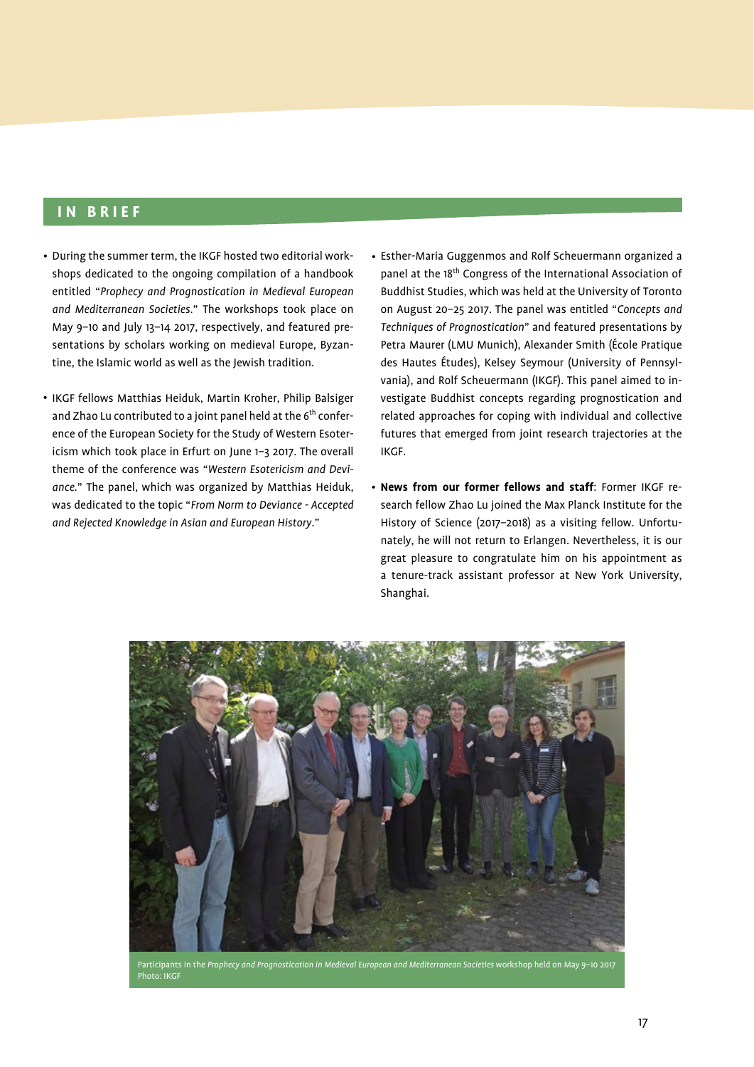## IN BRIEF

- During the summer term, the IKGF hosted two editorial workshops dedicated to the ongoing compilation of a handbook entitled "*Prophecy and Prognostication in Medieval European and Mediterranean Societies*." The workshops took place on May 9–10 and July 13–14 2017, respectively, and featured presentations by scholars working on medieval Europe, Byzantine, the Islamic world as well as the Jewish tradition.

- IKGF fellows Matthias Heiduk, Martin Kroher, Philip Balsiger and Zhao Lu contributed to a joint panel held at the 6th conference of the European Society for the Study of Western Esotericism which took place in Erfurt on June 1–3 2017. The overall theme of the conference was "*Western Esotericism and Deviance*." The panel, which was organized by Matthias Heiduk, was dedicated to the topic "*From Norm to Deviance - Accepted and Rejected Knowledge in Asian and European History*."

- Esther-Maria Guggenmos and Rolf Scheuermann organized a panel at the 18th Congress of the International Association of Buddhist Studies, which was held at the University of Toronto on August 20–25 2017. The panel was entitled "*Concepts and Techniques of Prognostication*" and featured presentations by Petra Maurer (LMU Munich), Alexander Smith (École Pratique des Hautes Études), Kelsey Seymour (University of Pennsylvania), and Rolf Scheuermann (IKGF). This panel aimed to investigate Buddhist concepts regarding prognostication and related approaches for coping with individual and collective futures that emerged from joint research trajectories at the IKGF.

- **News from our former fellows and staff**: Former IKGF research fellow Zhao Lu joined the Max Planck Institute for the History of Science (2017–2018) as a visiting fellow. Unfortunately, he will not return to Erlangen. Nevertheless, it is our great pleasure to congratulate him on his appointment as a tenure-track assistant professor at New York University, Shanghai.

Participants in the *Prophecy and Prognostication in Medieval European and Mediterranean Societies* workshop held on May 9–10 2017
Photo: IKGF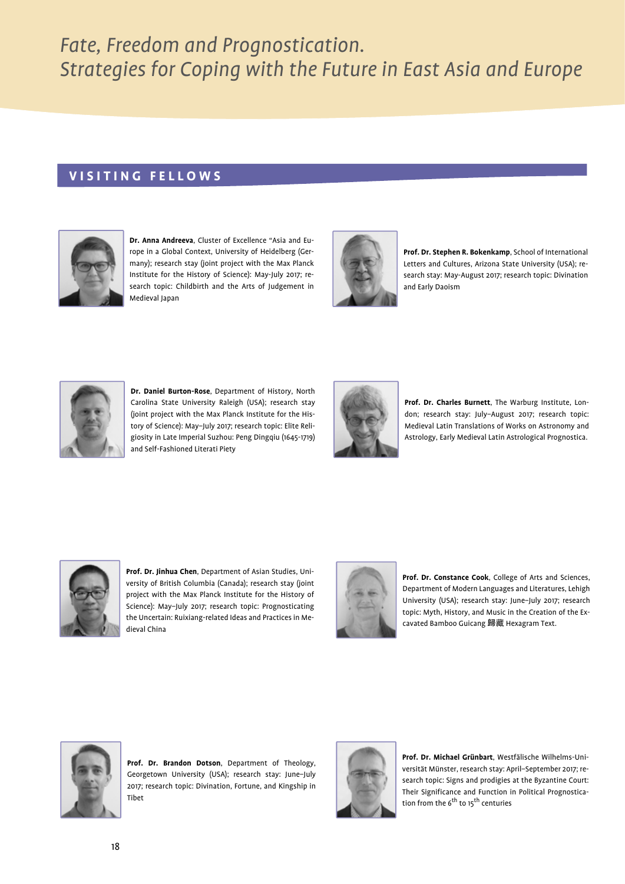# *Fate, Freedom and Prognostication. Strategies for Coping with the Future in East Asia and Europe*

## VISITING FELLOWS

**Dr. Anna Andreeva**, Cluster of Excellence "Asia and Europe in a Global Context, University of Heidelberg (Germany); research stay (joint project with the Max Planck Institute for the History of Science): May-July 2017; research topic: Childbirth and the Arts of Judgement in Medieval Japan

**Prof. Dr. Stephen R. Bokenkamp**, School of International Letters and Cultures, Arizona State University (USA); research stay: May-August 2017; research topic: Divination and Early Daoism

**Dr. Daniel Burton-Rose**, Department of History, North Carolina State University Raleigh (USA); research stay (joint project with the Max Planck Institute for the History of Science): May–July 2017; research topic: Elite Religiosity in Late Imperial Suzhou: Peng Dingqiu (1645-1719) and Self-Fashioned Literati Piety

**Prof. Dr. Charles Burnett**, The Warburg Institute, London; research stay: July–August 2017; research topic: Medieval Latin Translations of Works on Astronomy and Astrology, Early Medieval Latin Astrological Prognostica.

**Prof. Dr. Jinhua Chen**, Department of Asian Studies, University of British Columbia (Canada); research stay (joint project with the Max Planck Institute for the History of Science): May–July 2017; research topic: Prognosticating the Uncertain: Ruixiang-related Ideas and Practices in Medieval China

**Prof. Dr. Constance Cook**, College of Arts and Sciences, Department of Modern Languages and Literatures, Lehigh University (USA); research stay: June–July 2017; research topic: Myth, History, and Music in the Creation of the Excavated Bamboo Guicang 歸藏 Hexagram Text.

**Prof. Dr. Brandon Dotson**, Department of Theology, Georgetown University (USA); research stay: June–July 2017; research topic: Divination, Fortune, and Kingship in Tibet

**Prof. Dr. Michael Grünbart**, Westfälische Wilhelms-Universität Münster, research stay: April–September 2017; research topic: Signs and prodigies at the Byzantine Court: Their Significance and Function in Political Prognostication from the 6th to 15th centuries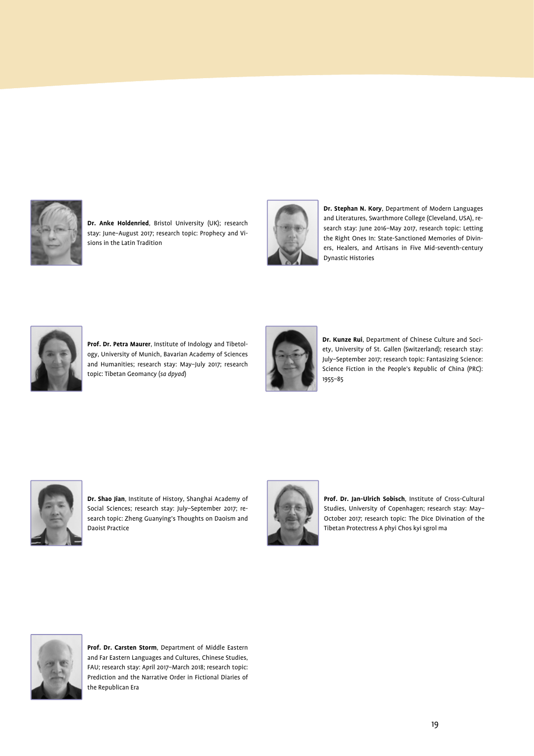**Dr. Anke Holdenried**, Bristol University (UK); research stay: June–August 2017; research topic: Prophecy and Visions in the Latin Tradition

**Dr. Stephan N. Kory**, Department of Modern Languages and Literatures, Swarthmore College (Cleveland, USA), research stay: June 2016–May 2017, research topic: Letting the Right Ones In: State-Sanctioned Memories of Diviners, Healers, and Artisans in Five Mid-seventh-century Dynastic Histories

**Prof. Dr. Petra Maurer**, Institute of Indology and Tibetology, University of Munich, Bavarian Academy of Sciences and Humanities; research stay: May–July 2017; research topic: Tibetan Geomancy (*sa dpyad*)

**Dr. Kunze Rui**, Department of Chinese Culture and Society, University of St. Gallen (Switzerland); research stay: July–September 2017; research topic: Fantasizing Science: Science Fiction in the People's Republic of China (PRC): 1955–85

**Dr. Shao Jian**, Institute of History, Shanghai Academy of Social Sciences; research stay: July–September 2017; research topic: Zheng Guanying's Thoughts on Daoism and Daoist Practice

**Prof. Dr. Jan-Ulrich Sobisch**, Institute of Cross-Cultural Studies, University of Copenhagen; research stay: May–October 2017; research topic: The Dice Divination of the Tibetan Protectress A phyi Chos kyi sgrol ma

**Prof. Dr. Carsten Storm**, Department of Middle Eastern and Far Eastern Languages and Cultures, Chinese Studies, FAU; research stay: April 2017–March 2018; research topic: Prediction and the Narrative Order in Fictional Diaries of the Republican Era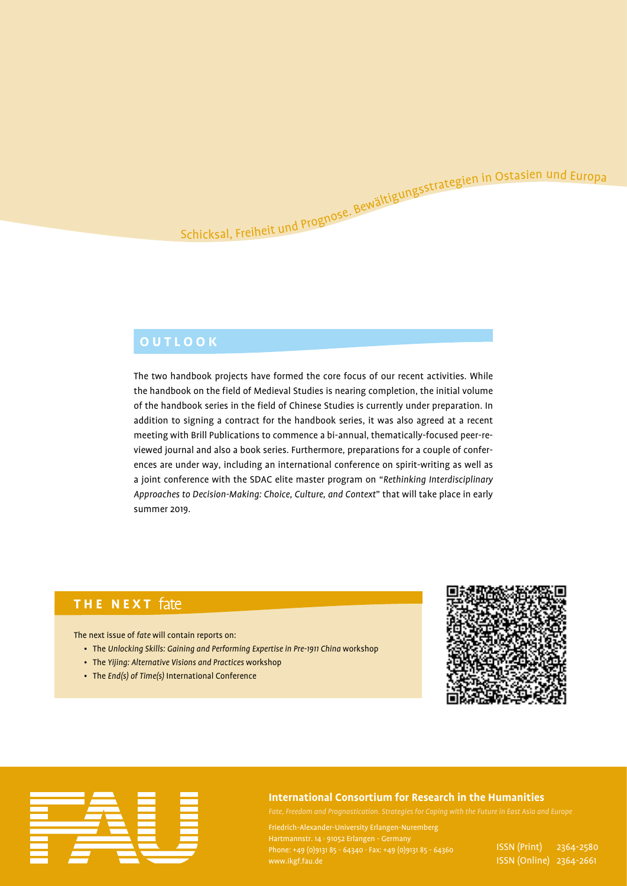Schicksal, Freiheit und Prognose. Bewältigungsstrategien in Ostasien und Europa

## OUTLOOK

The two handbook projects have formed the core focus of our recent activities. While the handbook on the field of Medieval Studies is nearing completion, the initial volume of the handbook series in the field of Chinese Studies is currently under preparation. In addition to signing a contract for the handbook series, it was also agreed at a recent meeting with Brill Publications to commence a bi-annual, thematically-focused peer-reviewed journal and also a book series. Furthermore, preparations for a couple of conferences are under way, including an international conference on spirit-writing as well as a joint conference with the SDAC elite master program on "*Rethinking Interdisciplinary Approaches to Decision-Making: Choice, Culture, and Context*" that will take place in early summer 2019.

## THE NEXT fate

The next issue of *fate* will contain reports on:

- The *Unlocking Skills: Gaining and Performing Expertise in Pre-1911 China* workshop
- The *Yijing: Alternative Visions and Practices* workshop
- The *End(s) of Time(s)* International Conference

**International Consortium for Research in the Humanities**

*Fate, Freedom and Prognostication. Strategies for Coping with the Future in East Asia and Europe*

Friedrich-Alexander-University Erlangen-Nuremberg
Hartmannstr. 14 · 91052 Erlangen - Germany
Phone: +49 (0)9131 85 - 64340 · Fax: +49 (0)9131 85 - 64360
www.ikgf.fau.de

ISSN (Print) 2364-2580
ISSN (Online) 2364-2661